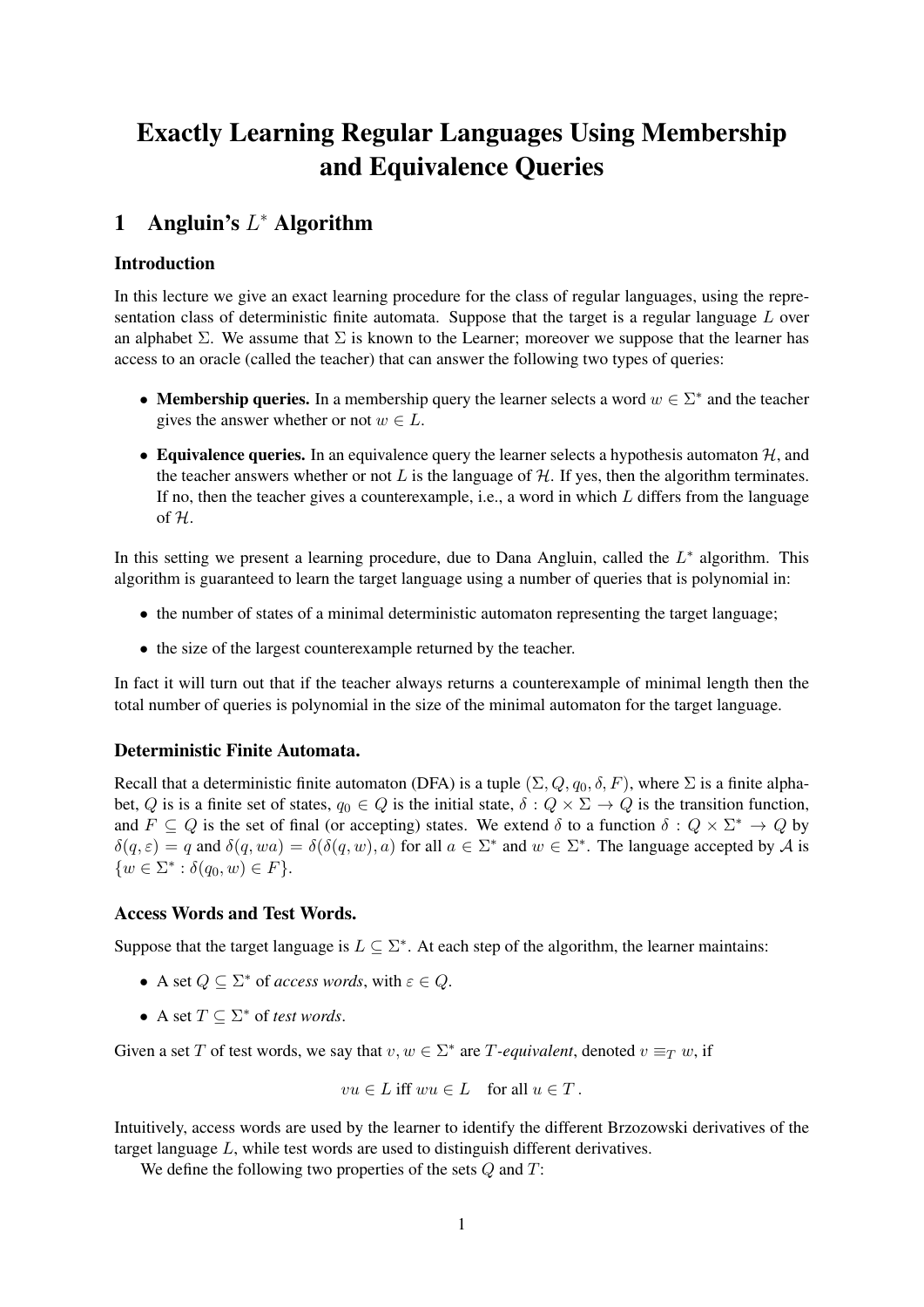# Exactly Learning Regular Languages Using Membership and Equivalence Queries

## 1 Angluin's $L^*$ Algorithm

### Introduction

In this lecture we give an exact learning procedure for the class of regular languages, using the representation class of deterministic finite automata. Suppose that the target is a regular language $L$ over an alphabet $\Sigma$. We assume that $\Sigma$ is known to the Learner; moreover we suppose that the learner has access to an oracle (called the teacher) that can answer the following two types of queries:

- **Membership queries.** In a membership query the learner selects a word $w \in \Sigma^*$ and the teacher gives the answer whether or not $w \in L$.
- **Equivalence queries.** In an equivalence query the learner selects a hypothesis automaton $\mathcal{H}$, and the teacher answers whether or not $L$ is the language of $\mathcal{H}$. If yes, then the algorithm terminates. If no, then the teacher gives a counterexample, i.e., a word in which $L$ differs from the language of $\mathcal{H}$.

In this setting we present a learning procedure, due to Dana Angluin, called the $L^*$ algorithm. This algorithm is guaranteed to learn the target language using a number of queries that is polynomial in:

- the number of states of a minimal deterministic automaton representing the target language;
- the size of the largest counterexample returned by the teacher.

In fact it will turn out that if the teacher always returns a counterexample of minimal length then the total number of queries is polynomial in the size of the minimal automaton for the target language.

### Deterministic Finite Automata.

Recall that a deterministic finite automaton (DFA) is a tuple $(\Sigma, Q, q_0, \delta, F)$, where $\Sigma$ is a finite alphabet, $Q$ is is a finite set of states, $q_0 \in Q$ is the initial state, $\delta : Q \times \Sigma \to Q$ is the transition function, and $F \subseteq Q$ is the set of final (or accepting) states. We extend $\delta$ to a function $\delta : Q \times \Sigma^* \to Q$ by $\delta(q, \varepsilon) = q$ and $\delta(q, wa) = \delta(\delta(q, w), a)$ for all $a \in \Sigma^*$ and $w \in \Sigma^*$. The language accepted by $\mathcal{A}$ is $\{w \in \Sigma^* : \delta(q_0, w) \in F\}$.

### Access Words and Test Words.

Suppose that the target language is $L \subseteq \Sigma^*$. At each step of the algorithm, the learner maintains:

- A set $Q \subseteq \Sigma^*$ of *access words*, with $\varepsilon \in Q$.
- A set $T \subseteq \Sigma^*$ of *test words*.

Given a set $T$ of test words, we say that $v, w \in \Sigma^*$ are *$T$-equivalent*, denoted $v \equiv_T w$, if

$$vu \in L \text{ iff } wu \in L \quad \text{for all } u \in T\,.$$

Intuitively, access words are used by the learner to identify the different Brzozowski derivatives of the target language $L$, while test words are used to distinguish different derivatives.

We define the following two properties of the sets $Q$ and $T$: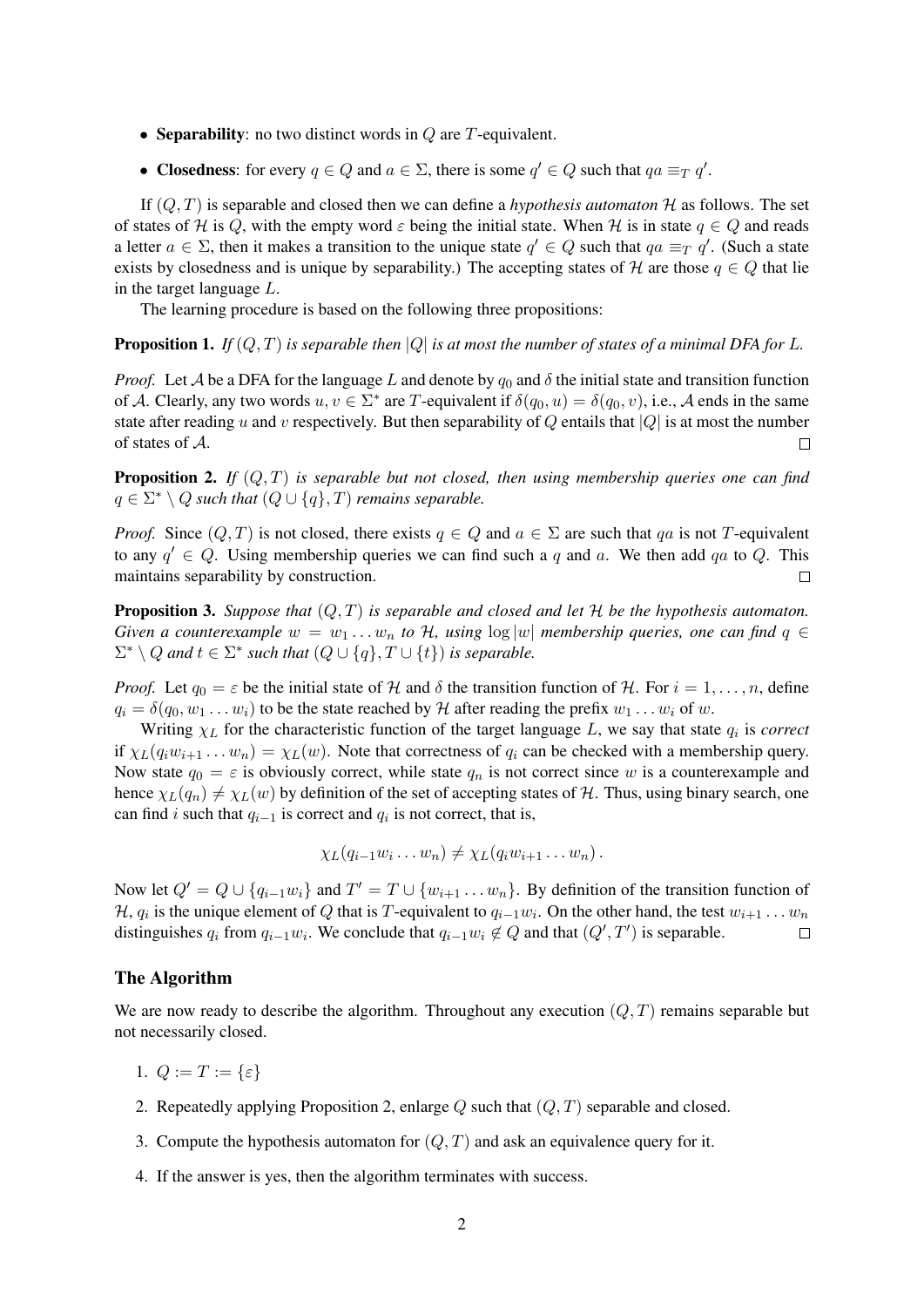- **Separability**: no two distinct words in $Q$ are $T$-equivalent.
- **Closedness**: for every $q \in Q$ and $a \in \Sigma$, there is some $q' \in Q$ such that $qa \equiv_T q'$.

If $(Q, T)$ is separable and closed then we can define a *hypothesis automaton* $\mathcal{H}$ as follows. The set of states of $\mathcal{H}$ is $Q$, with the empty word $\varepsilon$ being the initial state. When $\mathcal{H}$ is in state $q \in Q$ and reads a letter $a \in \Sigma$, then it makes a transition to the unique state $q' \in Q$ such that $qa \equiv_T q'$. (Such a state exists by closedness and is unique by separability.) The accepting states of $\mathcal{H}$ are those $q \in Q$ that lie in the target language $L$.

The learning procedure is based on the following three propositions:

**Proposition 1.** *If $(Q, T)$ is separable then $|Q|$ is at most the number of states of a minimal DFA for $L$.*

*Proof.* Let $\mathcal{A}$ be a DFA for the language $L$ and denote by $q_0$ and $\delta$ the initial state and transition function of $\mathcal{A}$. Clearly, any two words $u, v \in \Sigma^*$ are $T$-equivalent if $\delta(q_0, u) = \delta(q_0, v)$, i.e., $\mathcal{A}$ ends in the same state after reading $u$ and $v$ respectively. But then separability of $Q$ entails that $|Q|$ is at most the number of states of $\mathcal{A}$. $\square$

**Proposition 2.** *If $(Q, T)$ is separable but not closed, then using membership queries one can find $q \in \Sigma^* \setminus Q$ such that $(Q \cup \{q\}, T)$ remains separable.*

*Proof.* Since $(Q, T)$ is not closed, there exists $q \in Q$ and $a \in \Sigma$ are such that $qa$ is not $T$-equivalent to any $q' \in Q$. Using membership queries we can find such a $q$ and $a$. We then add $qa$ to $Q$. This maintains separability by construction. $\square$

**Proposition 3.** *Suppose that $(Q, T)$ is separable and closed and let $\mathcal{H}$ be the hypothesis automaton. Given a counterexample $w = w_1 \dots w_n$ to $\mathcal{H}$, using $\log |w|$ membership queries, one can find $q \in \Sigma^* \setminus Q$ and $t \in \Sigma^*$ such that $(Q \cup \{q\}, T \cup \{t\})$ is separable.*

*Proof.* Let $q_0 = \varepsilon$ be the initial state of $\mathcal{H}$ and $\delta$ the transition function of $\mathcal{H}$. For $i = 1, \dots, n$, define $q_i = \delta(q_0, w_1 \dots w_i)$ to be the state reached by $\mathcal{H}$ after reading the prefix $w_1 \dots w_i$ of $w$.

Writing $\chi_L$ for the characteristic function of the target language $L$, we say that state $q_i$ is *correct* if $\chi_L(q_i w_{i+1} \dots w_n) = \chi_L(w)$. Note that correctness of $q_i$ can be checked with a membership query. Now state $q_0 = \varepsilon$ is obviously correct, while state $q_n$ is not correct since $w$ is a counterexample and hence $\chi_L(q_n) \neq \chi_L(w)$ by definition of the set of accepting states of $\mathcal{H}$. Thus, using binary search, one can find $i$ such that $q_{i-1}$ is correct and $q_i$ is not correct, that is,

$$\chi_L(q_{i-1} w_i \dots w_n) \neq \chi_L(q_i w_{i+1} \dots w_n) \, .$$

Now let $Q' = Q \cup \{q_{i-1} w_i\}$ and $T' = T \cup \{w_{i+1} \dots w_n\}$. By definition of the transition function of $\mathcal{H}$, $q_i$ is the unique element of $Q$ that is $T$-equivalent to $q_{i-1} w_i$. On the other hand, the test $w_{i+1} \dots w_n$ distinguishes $q_i$ from $q_{i-1} w_i$. We conclude that $q_{i-1} w_i \notin Q$ and that $(Q', T')$ is separable. $\square$

## The Algorithm

We are now ready to describe the algorithm. Throughout any execution $(Q, T)$ remains separable but not necessarily closed.

1. $Q := T := \{\varepsilon\}$
2. Repeatedly applying Proposition 2, enlarge $Q$ such that $(Q, T)$ separable and closed.
3. Compute the hypothesis automaton for $(Q, T)$ and ask an equivalence query for it.
4. If the answer is yes, then the algorithm terminates with success.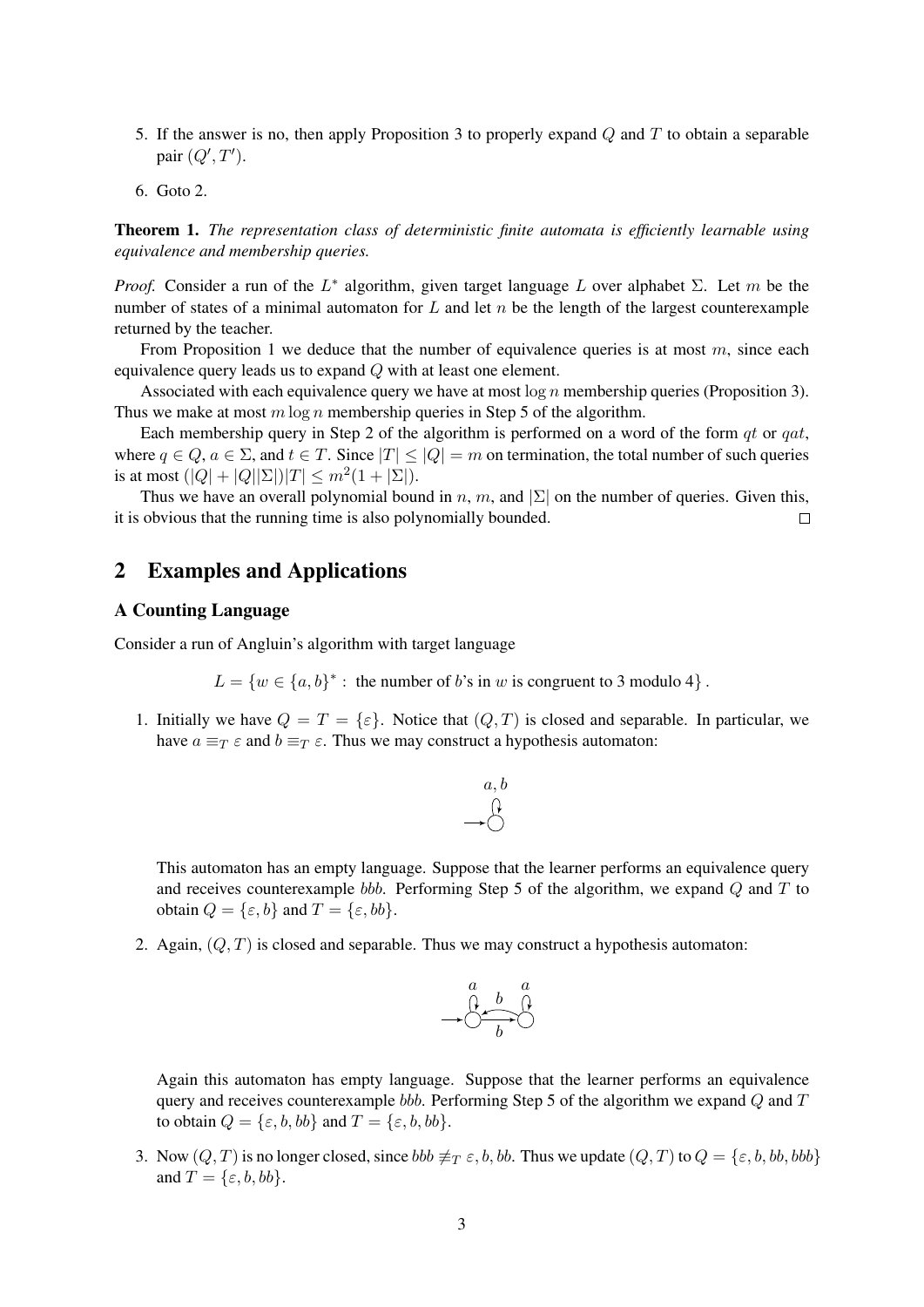5. If the answer is no, then apply Proposition 3 to properly expand $Q$ and $T$ to obtain a separable pair $(Q', T')$.

6. Goto 2.

**Theorem 1.** *The representation class of deterministic finite automata is efficiently learnable using equivalence and membership queries.*

*Proof.* Consider a run of the $L^*$ algorithm, given target language $L$ over alphabet $\Sigma$. Let $m$ be the number of states of a minimal automaton for $L$ and let $n$ be the length of the largest counterexample returned by the teacher.

From Proposition 1 we deduce that the number of equivalence queries is at most $m$, since each equivalence query leads us to expand $Q$ with at least one element.

Associated with each equivalence query we have at most $\log n$ membership queries (Proposition 3). Thus we make at most $m \log n$ membership queries in Step 5 of the algorithm.

Each membership query in Step 2 of the algorithm is performed on a word of the form $qt$ or $qat$, where $q \in Q$, $a \in \Sigma$, and $t \in T$. Since $|T| \leq |Q| = m$ on termination, the total number of such queries is at most $(|Q| + |Q||\Sigma|)|T| \leq m^2(1 + |\Sigma|)$.

Thus we have an overall polynomial bound in $n$, $m$, and $|\Sigma|$ on the number of queries. Given this, it is obvious that the running time is also polynomially bounded. □

## 2 Examples and Applications

### A Counting Language

Consider a run of Angluin's algorithm with target language

$$L = \{w \in \{a, b\}^* : \text{ the number of } b\text{'s in } w \text{ is congruent to 3 modulo 4}\}.$$

1. Initially we have $Q = T = \{\varepsilon\}$. Notice that $(Q, T)$ is closed and separable. In particular, we have $a \equiv_T \varepsilon$ and $b \equiv_T \varepsilon$. Thus we may construct a hypothesis automaton:

   This automaton has an empty language. Suppose that the learner performs an equivalence query and receives counterexample $bbb$. Performing Step 5 of the algorithm, we expand $Q$ and $T$ to obtain $Q = \{\varepsilon, b\}$ and $T = \{\varepsilon, bb\}$.

2. Again, $(Q, T)$ is closed and separable. Thus we may construct a hypothesis automaton:

   Again this automaton has empty language. Suppose that the learner performs an equivalence query and receives counterexample $bbb$. Performing Step 5 of the algorithm we expand $Q$ and $T$ to obtain $Q = \{\varepsilon, b, bb\}$ and $T = \{\varepsilon, b, bb\}$.

3. Now $(Q, T)$ is no longer closed, since $bbb \not\equiv_T \varepsilon, b, bb$. Thus we update $(Q, T)$ to $Q = \{\varepsilon, b, bb, bbb\}$ and $T = \{\varepsilon, b, bb\}$.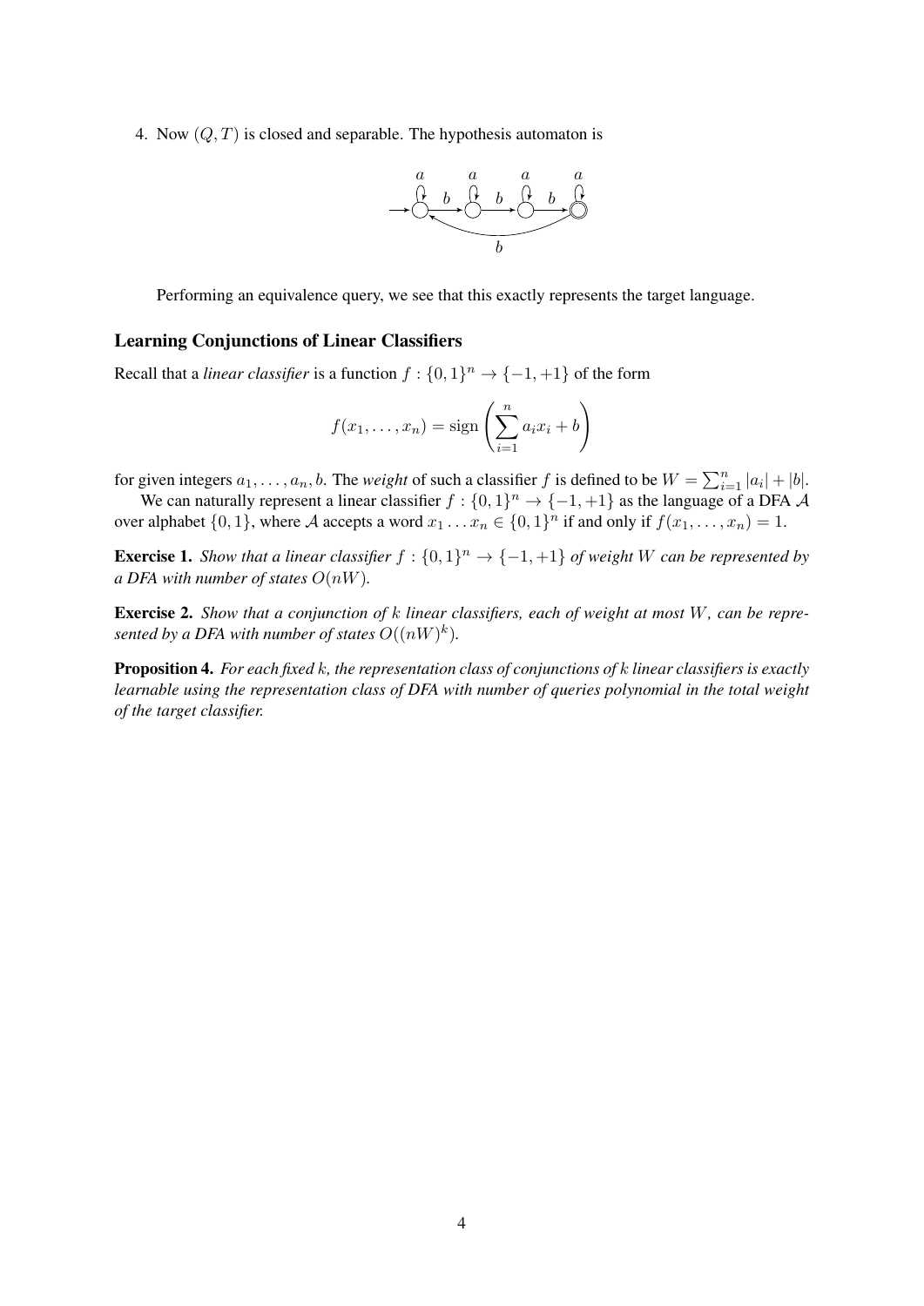4. Now $(Q, T)$ is closed and separable. The hypothesis automaton is

a
a
a
a
b
b
b
b

Performing an equivalence query, we see that this exactly represents the target language.

### Learning Conjunctions of Linear Classifiers

Recall that a *linear classifier* is a function $f : \{0,1\}^n \to \{-1,+1\}$ of the form

$$f(x_1, \ldots, x_n) = \operatorname{sign}\left(\sum_{i=1}^{n} a_i x_i + b\right)$$

for given integers $a_1, \ldots, a_n, b$. The *weight* of such a classifier $f$ is defined to be $W = \sum_{i=1}^{n} |a_i| + |b|$.

We can naturally represent a linear classifier $f : \{0,1\}^n \to \{-1,+1\}$ as the language of a DFA $\mathcal{A}$ over alphabet $\{0,1\}$, where $\mathcal{A}$ accepts a word $x_1 \ldots x_n \in \{0,1\}^n$ if and only if $f(x_1, \ldots, x_n) = 1$.

**Exercise 1.** *Show that a linear classifier $f : \{0,1\}^n \to \{-1,+1\}$ of weight $W$ can be represented by a DFA with number of states $O(nW)$.*

**Exercise 2.** *Show that a conjunction of $k$ linear classifiers, each of weight at most $W$, can be represented by a DFA with number of states $O((nW)^k)$.*

**Proposition 4.** *For each fixed $k$, the representation class of conjunctions of $k$ linear classifiers is exactly learnable using the representation class of DFA with number of queries polynomial in the total weight of the target classifier.*